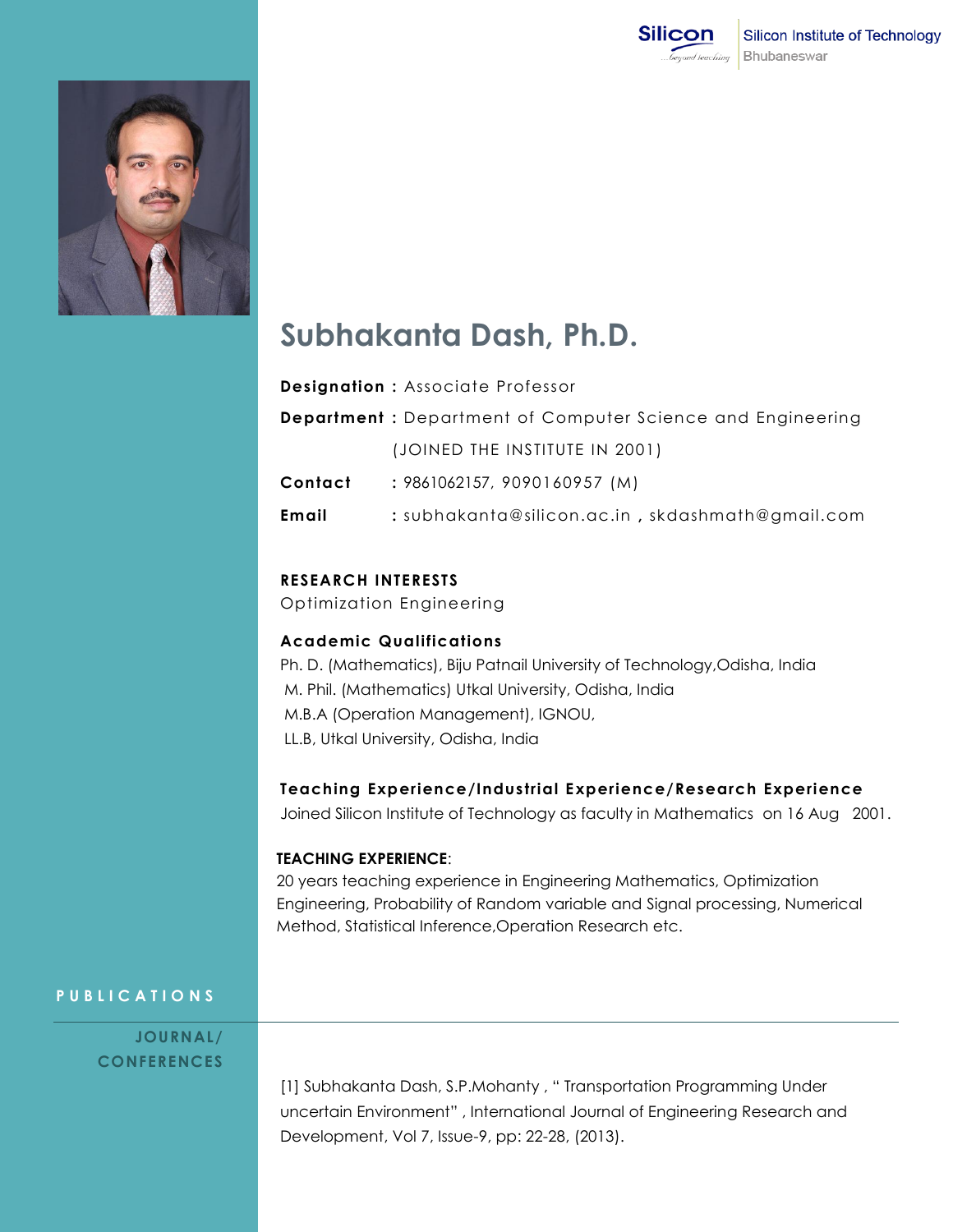# Subhakanta Dash, Ph.D.

**Designation :** Associate Professor

**Department :** Department of Computer Science and Engineering
(JOINED THE INSTITUTE IN 2001)

**Contact** : 9861062157, 9090160957 (M)

**Email** : subhakanta@silicon.ac.in , skdashmath@gmail.com

## RESEARCH INTERESTS

Optimization Engineering

## Academic Qualifications

Ph. D. (Mathematics), Biju Patnail University of Technology,Odisha, India
M. Phil. (Mathematics) Utkal University, Odisha, India
M.B.A (Operation Management), IGNOU,
LL.B, Utkal University, Odisha, India

## Teaching Experience/Industrial Experience/Research Experience

Joined Silicon Institute of Technology as faculty in Mathematics on 16 Aug 2001.

**TEACHING EXPERIENCE**:

20 years teaching experience in Engineering Mathematics, Optimization Engineering, Probability of Random variable and Signal processing, Numerical Method, Statistical Inference,Operation Research etc.

## PUBLICATIONS

### JOURNAL/ CONFERENCES

[1] Subhakanta Dash, S.P.Mohanty , " Transportation Programming Under uncertain Environment" , International Journal of Engineering Research and Development, Vol 7, Issue-9, pp: 22-28, (2013).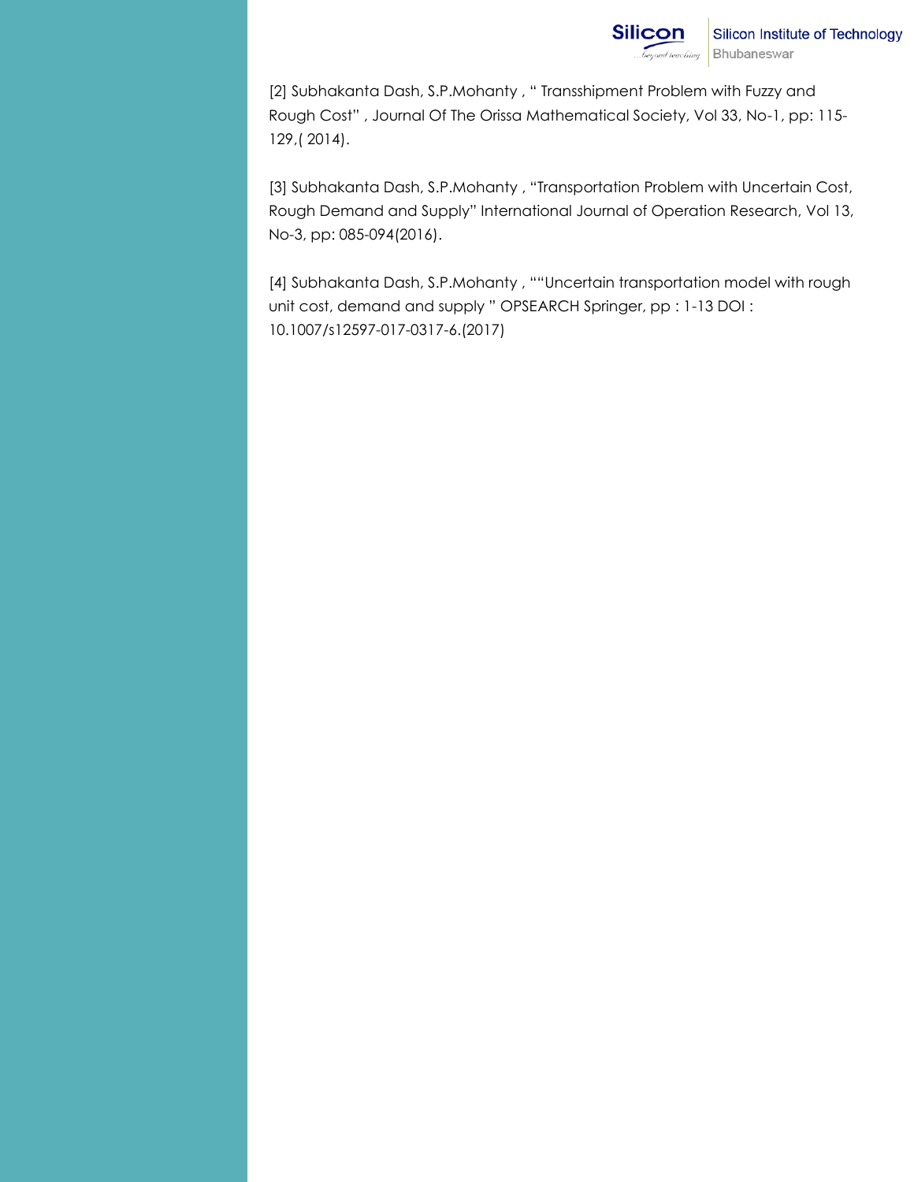[2] Subhakanta Dash, S.P.Mohanty , " Transshipment Problem with Fuzzy and Rough Cost" , Journal Of The Orissa Mathematical Society, Vol 33, No-1, pp: 115-129,( 2014).

[3] Subhakanta Dash, S.P.Mohanty , "Transportation Problem with Uncertain Cost, Rough Demand and Supply" International Journal of Operation Research, Vol 13, No-3, pp: 085-094(2016).

[4] Subhakanta Dash, S.P.Mohanty , ""Uncertain transportation model with rough unit cost, demand and supply " OPSEARCH Springer, pp : 1-13 DOI : 10.1007/s12597-017-0317-6.(2017)